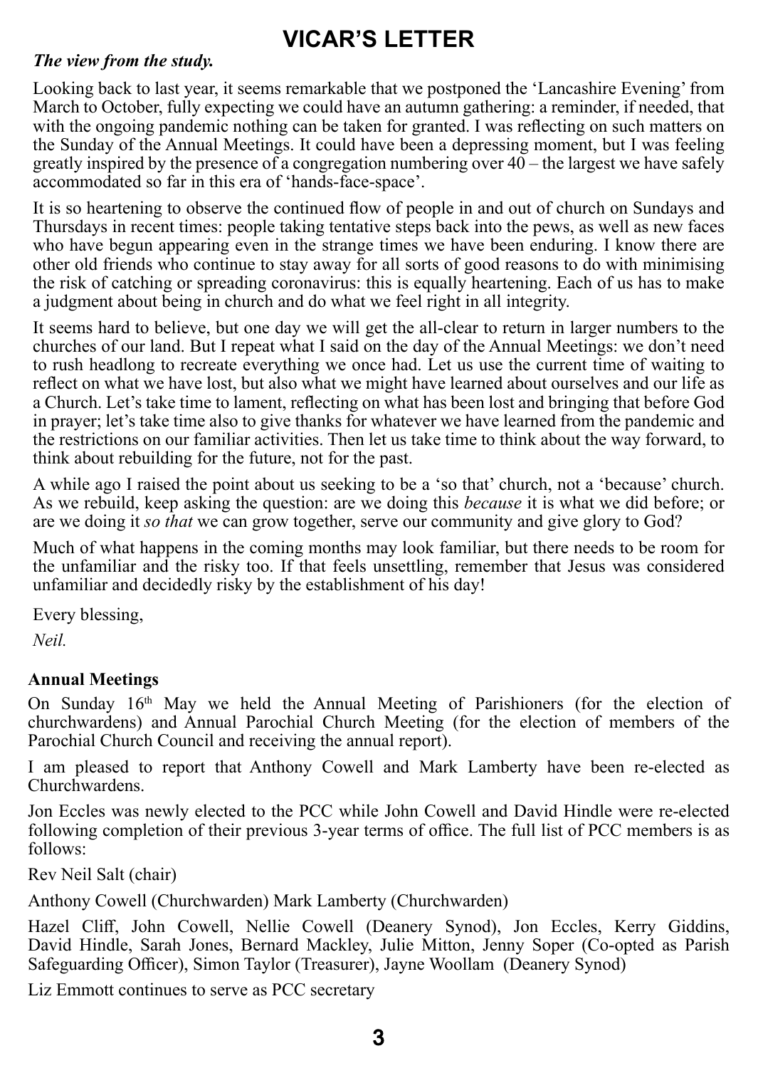# VICAR'S LETTER

***The view from the study.***

Looking back to last year, it seems remarkable that we postponed the 'Lancashire Evening' from March to October, fully expecting we could have an autumn gathering: a reminder, if needed, that with the ongoing pandemic nothing can be taken for granted. I was reflecting on such matters on the Sunday of the Annual Meetings. It could have been a depressing moment, but I was feeling greatly inspired by the presence of a congregation numbering over 40 – the largest we have safely accommodated so far in this era of 'hands-face-space'.

It is so heartening to observe the continued flow of people in and out of church on Sundays and Thursdays in recent times: people taking tentative steps back into the pews, as well as new faces who have begun appearing even in the strange times we have been enduring. I know there are other old friends who continue to stay away for all sorts of good reasons to do with minimising the risk of catching or spreading coronavirus: this is equally heartening. Each of us has to make a judgment about being in church and do what we feel right in all integrity.

It seems hard to believe, but one day we will get the all-clear to return in larger numbers to the churches of our land. But I repeat what I said on the day of the Annual Meetings: we don't need to rush headlong to recreate everything we once had. Let us use the current time of waiting to reflect on what we have lost, but also what we might have learned about ourselves and our life as a Church. Let's take time to lament, reflecting on what has been lost and bringing that before God in prayer; let's take time also to give thanks for whatever we have learned from the pandemic and the restrictions on our familiar activities. Then let us take time to think about the way forward, to think about rebuilding for the future, not for the past.

A while ago I raised the point about us seeking to be a 'so that' church, not a 'because' church. As we rebuild, keep asking the question: are we doing this *because* it is what we did before; or are we doing it *so that* we can grow together, serve our community and give glory to God?

Much of what happens in the coming months may look familiar, but there needs to be room for the unfamiliar and the risky too. If that feels unsettling, remember that Jesus was considered unfamiliar and decidedly risky by the establishment of his day!

Every blessing,

*Neil.*

**Annual Meetings**

On Sunday 16th May we held the Annual Meeting of Parishioners (for the election of churchwardens) and Annual Parochial Church Meeting (for the election of members of the Parochial Church Council and receiving the annual report).

I am pleased to report that Anthony Cowell and Mark Lamberty have been re-elected as Churchwardens.

Jon Eccles was newly elected to the PCC while John Cowell and David Hindle were re-elected following completion of their previous 3-year terms of office. The full list of PCC members is as follows:

Rev Neil Salt (chair)

Anthony Cowell (Churchwarden) Mark Lamberty (Churchwarden)

Hazel Cliff, John Cowell, Nellie Cowell (Deanery Synod), Jon Eccles, Kerry Giddins, David Hindle, Sarah Jones, Bernard Mackley, Julie Mitton, Jenny Soper (Co-opted as Parish Safeguarding Officer), Simon Taylor (Treasurer), Jayne Woollam (Deanery Synod)

Liz Emmott continues to serve as PCC secretary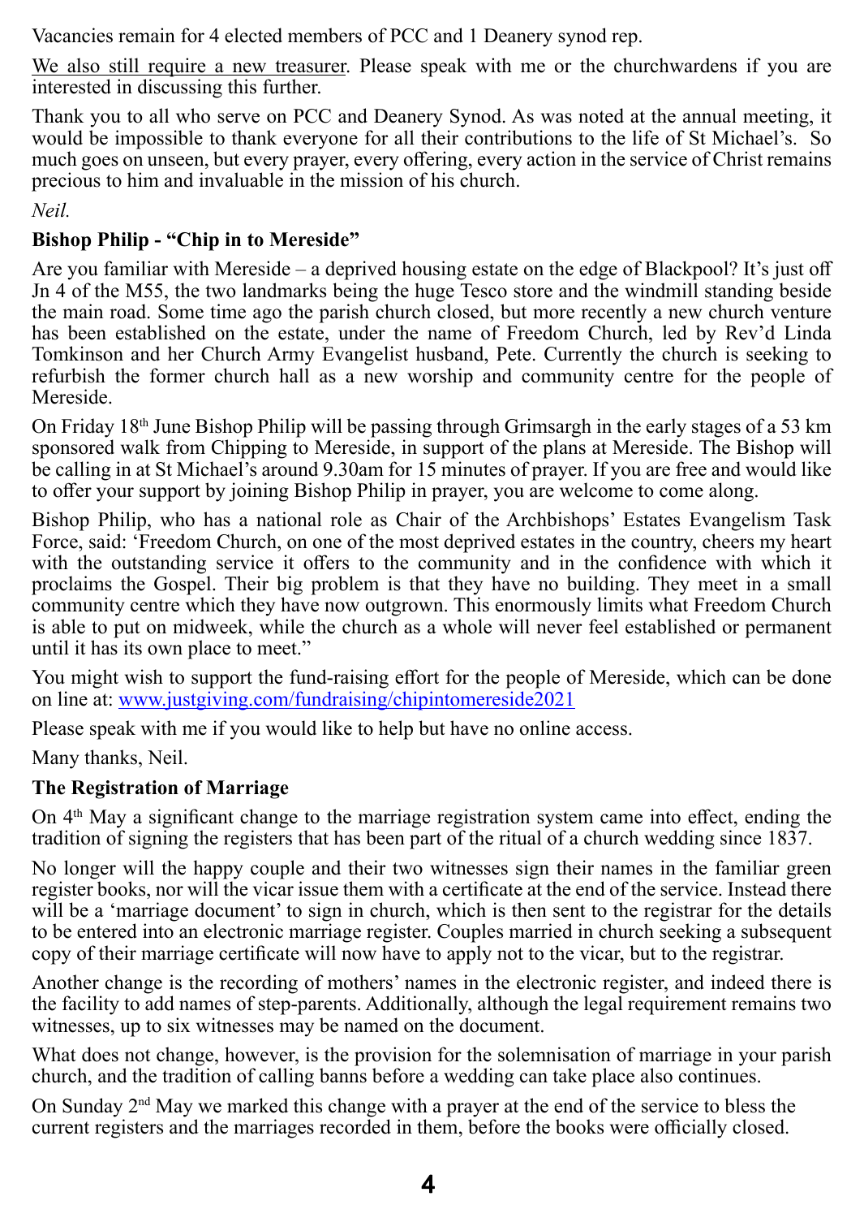Vacancies remain for 4 elected members of PCC and 1 Deanery synod rep.

We also still require a new treasurer. Please speak with me or the churchwardens if you are interested in discussing this further.

Thank you to all who serve on PCC and Deanery Synod. As was noted at the annual meeting, it would be impossible to thank everyone for all their contributions to the life of St Michael's. So much goes on unseen, but every prayer, every offering, every action in the service of Christ remains precious to him and invaluable in the mission of his church.

*Neil.*

**Bishop Philip - "Chip in to Mereside"**

Are you familiar with Mereside – a deprived housing estate on the edge of Blackpool? It's just off Jn 4 of the M55, the two landmarks being the huge Tesco store and the windmill standing beside the main road. Some time ago the parish church closed, but more recently a new church venture has been established on the estate, under the name of Freedom Church, led by Rev'd Linda Tomkinson and her Church Army Evangelist husband, Pete. Currently the church is seeking to refurbish the former church hall as a new worship and community centre for the people of Mereside.

On Friday 18th June Bishop Philip will be passing through Grimsargh in the early stages of a 53 km sponsored walk from Chipping to Mereside, in support of the plans at Mereside. The Bishop will be calling in at St Michael's around 9.30am for 15 minutes of prayer. If you are free and would like to offer your support by joining Bishop Philip in prayer, you are welcome to come along.

Bishop Philip, who has a national role as Chair of the Archbishops' Estates Evangelism Task Force, said: 'Freedom Church, on one of the most deprived estates in the country, cheers my heart with the outstanding service it offers to the community and in the confidence with which it proclaims the Gospel. Their big problem is that they have no building. They meet in a small community centre which they have now outgrown. This enormously limits what Freedom Church is able to put on midweek, while the church as a whole will never feel established or permanent until it has its own place to meet."

You might wish to support the fund-raising effort for the people of Mereside, which can be done on line at: www.justgiving.com/fundraising/chipintomereside2021

Please speak with me if you would like to help but have no online access.

Many thanks, Neil.

**The Registration of Marriage**

On 4th May a significant change to the marriage registration system came into effect, ending the tradition of signing the registers that has been part of the ritual of a church wedding since 1837.

No longer will the happy couple and their two witnesses sign their names in the familiar green register books, nor will the vicar issue them with a certificate at the end of the service. Instead there will be a 'marriage document' to sign in church, which is then sent to the registrar for the details to be entered into an electronic marriage register. Couples married in church seeking a subsequent copy of their marriage certificate will now have to apply not to the vicar, but to the registrar.

Another change is the recording of mothers' names in the electronic register, and indeed there is the facility to add names of step-parents. Additionally, although the legal requirement remains two witnesses, up to six witnesses may be named on the document.

What does not change, however, is the provision for the solemnisation of marriage in your parish church, and the tradition of calling banns before a wedding can take place also continues.

On Sunday 2nd May we marked this change with a prayer at the end of the service to bless the current registers and the marriages recorded in them, before the books were officially closed.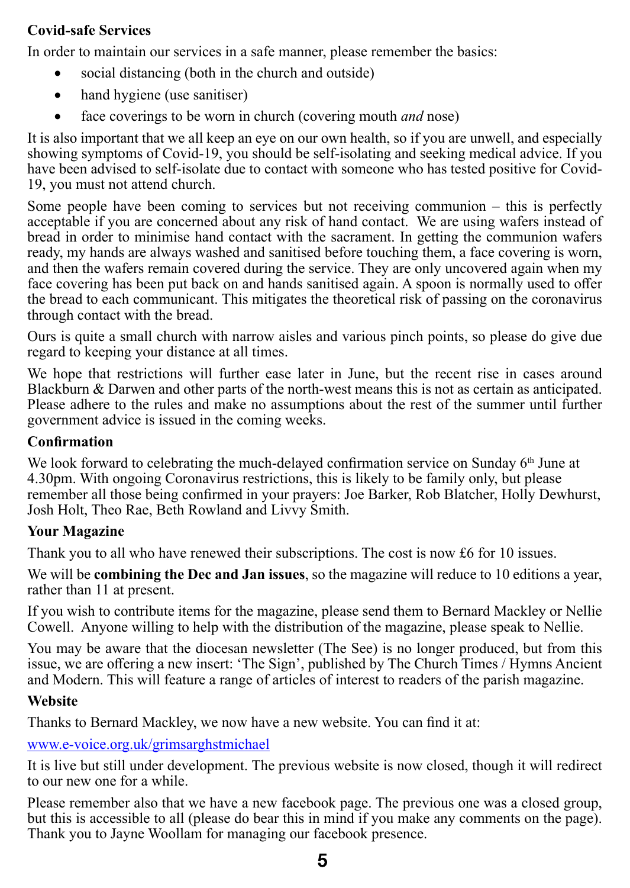## Covid-safe Services

In order to maintain our services in a safe manner, please remember the basics:

- social distancing (both in the church and outside)
- hand hygiene (use sanitiser)
- face coverings to be worn in church (covering mouth *and* nose)

It is also important that we all keep an eye on our own health, so if you are unwell, and especially showing symptoms of Covid-19, you should be self-isolating and seeking medical advice. If you have been advised to self-isolate due to contact with someone who has tested positive for Covid-19, you must not attend church.

Some people have been coming to services but not receiving communion – this is perfectly acceptable if you are concerned about any risk of hand contact. We are using wafers instead of bread in order to minimise hand contact with the sacrament. In getting the communion wafers ready, my hands are always washed and sanitised before touching them, a face covering is worn, and then the wafers remain covered during the service. They are only uncovered again when my face covering has been put back on and hands sanitised again. A spoon is normally used to offer the bread to each communicant. This mitigates the theoretical risk of passing on the coronavirus through contact with the bread.

Ours is quite a small church with narrow aisles and various pinch points, so please do give due regard to keeping your distance at all times.

We hope that restrictions will further ease later in June, but the recent rise in cases around Blackburn & Darwen and other parts of the north-west means this is not as certain as anticipated. Please adhere to the rules and make no assumptions about the rest of the summer until further government advice is issued in the coming weeks.

## Confirmation

We look forward to celebrating the much-delayed confirmation service on Sunday 6th June at 4.30pm. With ongoing Coronavirus restrictions, this is likely to be family only, but please remember all those being confirmed in your prayers: Joe Barker, Rob Blatcher, Holly Dewhurst, Josh Holt, Theo Rae, Beth Rowland and Livvy Smith.

## Your Magazine

Thank you to all who have renewed their subscriptions. The cost is now £6 for 10 issues.

We will be **combining the Dec and Jan issues**, so the magazine will reduce to 10 editions a year, rather than 11 at present.

If you wish to contribute items for the magazine, please send them to Bernard Mackley or Nellie Cowell. Anyone willing to help with the distribution of the magazine, please speak to Nellie.

You may be aware that the diocesan newsletter (The See) is no longer produced, but from this issue, we are offering a new insert: 'The Sign', published by The Church Times / Hymns Ancient and Modern. This will feature a range of articles of interest to readers of the parish magazine.

## Website

Thanks to Bernard Mackley, we now have a new website. You can find it at:

www.e-voice.org.uk/grimsarghstmichael

It is live but still under development. The previous website is now closed, though it will redirect to our new one for a while.

Please remember also that we have a new facebook page. The previous one was a closed group, but this is accessible to all (please do bear this in mind if you make any comments on the page). Thank you to Jayne Woollam for managing our facebook presence.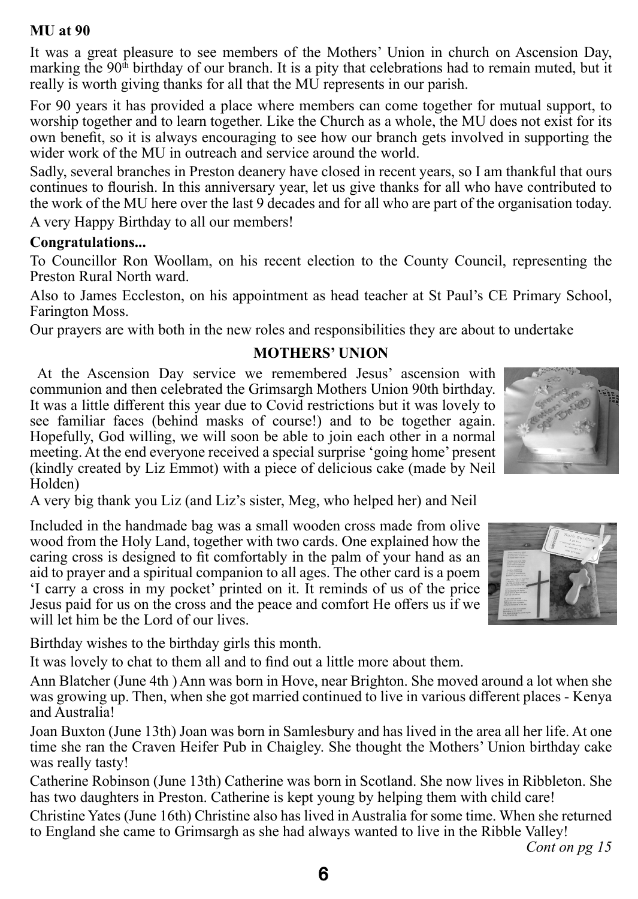**MU at 90**

It was a great pleasure to see members of the Mothers' Union in church on Ascension Day, marking the 90th birthday of our branch. It is a pity that celebrations had to remain muted, but it really is worth giving thanks for all that the MU represents in our parish.

For 90 years it has provided a place where members can come together for mutual support, to worship together and to learn together. Like the Church as a whole, the MU does not exist for its own benefit, so it is always encouraging to see how our branch gets involved in supporting the wider work of the MU in outreach and service around the world.

Sadly, several branches in Preston deanery have closed in recent years, so I am thankful that ours continues to flourish. In this anniversary year, let us give thanks for all who have contributed to the work of the MU here over the last 9 decades and for all who are part of the organisation today.

A very Happy Birthday to all our members!

**Congratulations...**

To Councillor Ron Woollam, on his recent election to the County Council, representing the Preston Rural North ward.

Also to James Eccleston, on his appointment as head teacher at St Paul's CE Primary School, Farington Moss.

Our prayers are with both in the new roles and responsibilities they are about to undertake

**MOTHERS' UNION**

At the Ascension Day service we remembered Jesus' ascension with communion and then celebrated the Grimsargh Mothers Union 90th birthday. It was a little different this year due to Covid restrictions but it was lovely to see familiar faces (behind masks of course!) and to be together again. Hopefully, God willing, we will soon be able to join each other in a normal meeting. At the end everyone received a special surprise 'going home' present (kindly created by Liz Emmot) with a piece of delicious cake (made by Neil Holden)

A very big thank you Liz (and Liz's sister, Meg, who helped her) and Neil

Included in the handmade bag was a small wooden cross made from olive wood from the Holy Land, together with two cards. One explained how the caring cross is designed to fit comfortably in the palm of your hand as an aid to prayer and a spiritual companion to all ages. The other card is a poem 'I carry a cross in my pocket' printed on it. It reminds of us of the price Jesus paid for us on the cross and the peace and comfort He offers us if we will let him be the Lord of our lives.

Birthday wishes to the birthday girls this month.

It was lovely to chat to them all and to find out a little more about them.

Ann Blatcher (June 4th ) Ann was born in Hove, near Brighton. She moved around a lot when she was growing up. Then, when she got married continued to live in various different places - Kenya and Australia!

Joan Buxton (June 13th) Joan was born in Samlesbury and has lived in the area all her life. At one time she ran the Craven Heifer Pub in Chaigley. She thought the Mothers' Union birthday cake was really tasty!

Catherine Robinson (June 13th) Catherine was born in Scotland. She now lives in Ribbleton. She has two daughters in Preston. Catherine is kept young by helping them with child care!

Christine Yates (June 16th) Christine also has lived in Australia for some time. When she returned to England she came to Grimsargh as she had always wanted to live in the Ribble Valley!

*Cont on pg 15*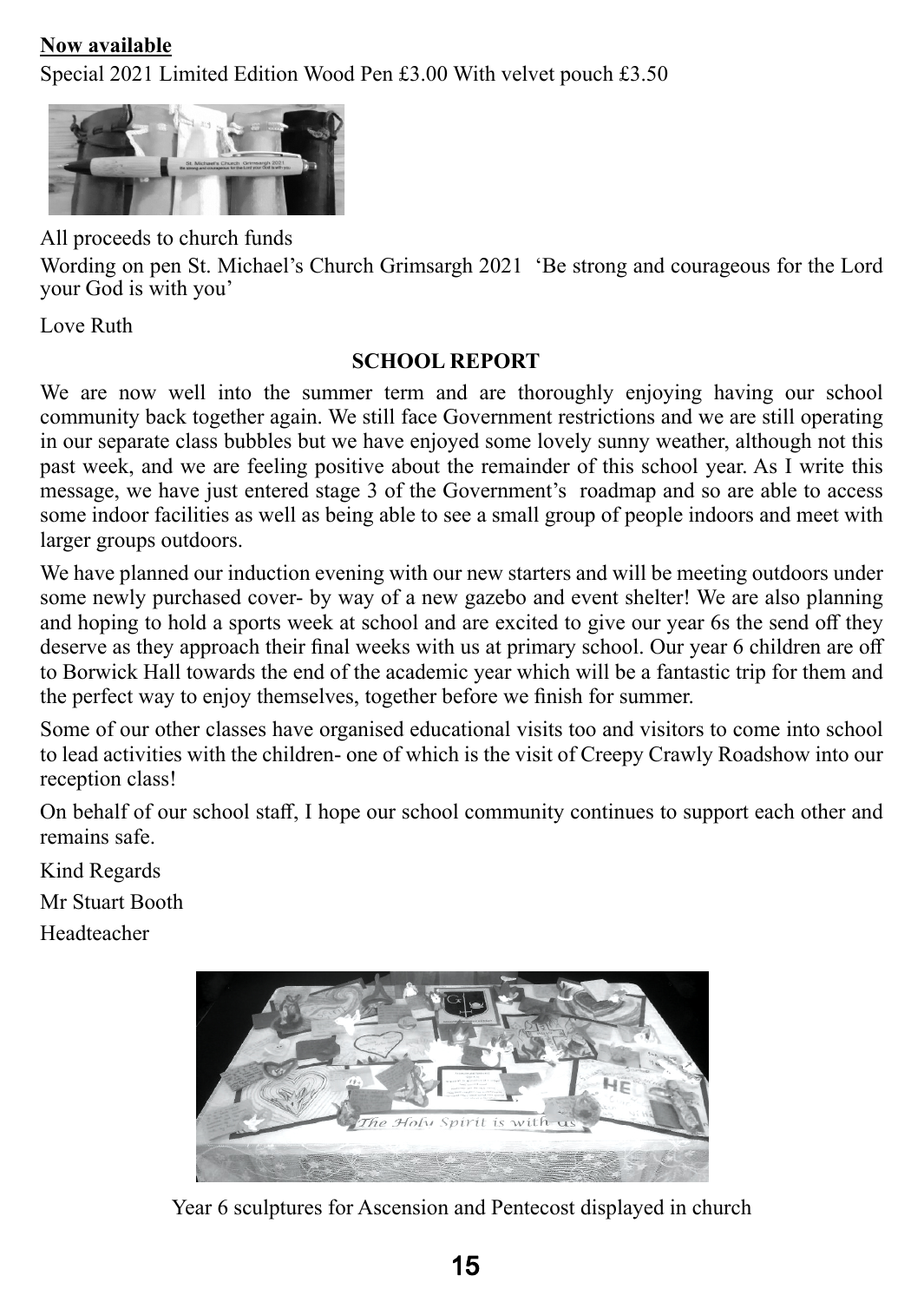**Now available**

Special 2021 Limited Edition Wood Pen £3.00 With velvet pouch £3.50

All proceeds to church funds

Wording on pen St. Michael's Church Grimsargh 2021 'Be strong and courageous for the Lord your God is with you'

Love Ruth

## SCHOOL REPORT

We are now well into the summer term and are thoroughly enjoying having our school community back together again. We still face Government restrictions and we are still operating in our separate class bubbles but we have enjoyed some lovely sunny weather, although not this past week, and we are feeling positive about the remainder of this school year. As I write this message, we have just entered stage 3 of the Government's roadmap and so are able to access some indoor facilities as well as being able to see a small group of people indoors and meet with larger groups outdoors.

We have planned our induction evening with our new starters and will be meeting outdoors under some newly purchased cover- by way of a new gazebo and event shelter! We are also planning and hoping to hold a sports week at school and are excited to give our year 6s the send off they deserve as they approach their final weeks with us at primary school. Our year 6 children are off to Borwick Hall towards the end of the academic year which will be a fantastic trip for them and the perfect way to enjoy themselves, together before we finish for summer.

Some of our other classes have organised educational visits too and visitors to come into school to lead activities with the children- one of which is the visit of Creepy Crawly Roadshow into our reception class!

On behalf of our school staff, I hope our school community continues to support each other and remains safe.

Kind Regards

Mr Stuart Booth

Headteacher

Year 6 sculptures for Ascension and Pentecost displayed in church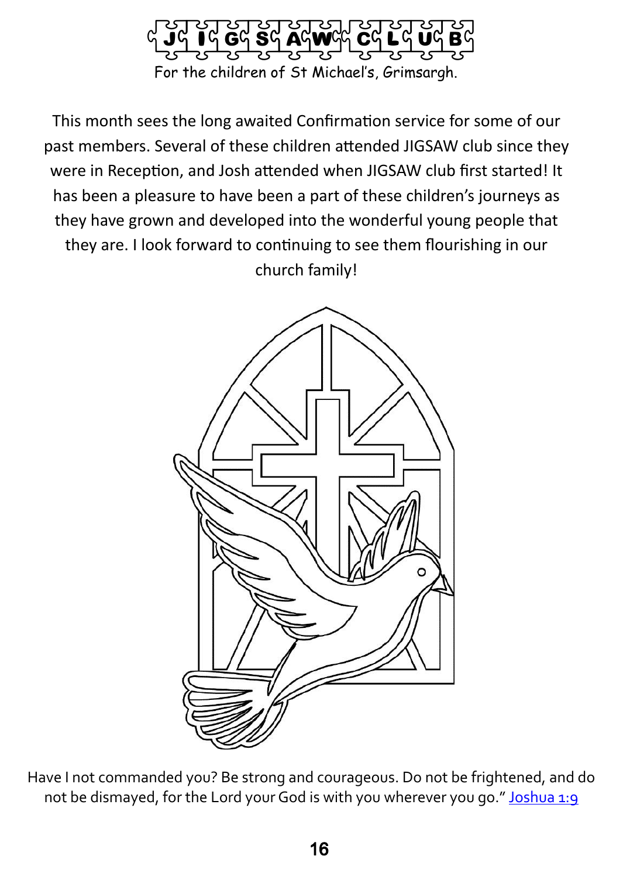# JIGSAW CLUB

For the children of St Michael's, Grimsargh.

This month sees the long awaited Confirmation service for some of our past members. Several of these children attended JIGSAW club since they were in Reception, and Josh attended when JIGSAW club first started! It has been a pleasure to have been a part of these children's journeys as they have grown and developed into the wonderful young people that they are. I look forward to continuing to see them flourishing in our church family!

Have I not commanded you? Be strong and courageous. Do not be frightened, and do not be dismayed, for the Lord your God is with you wherever you go." Joshua 1:9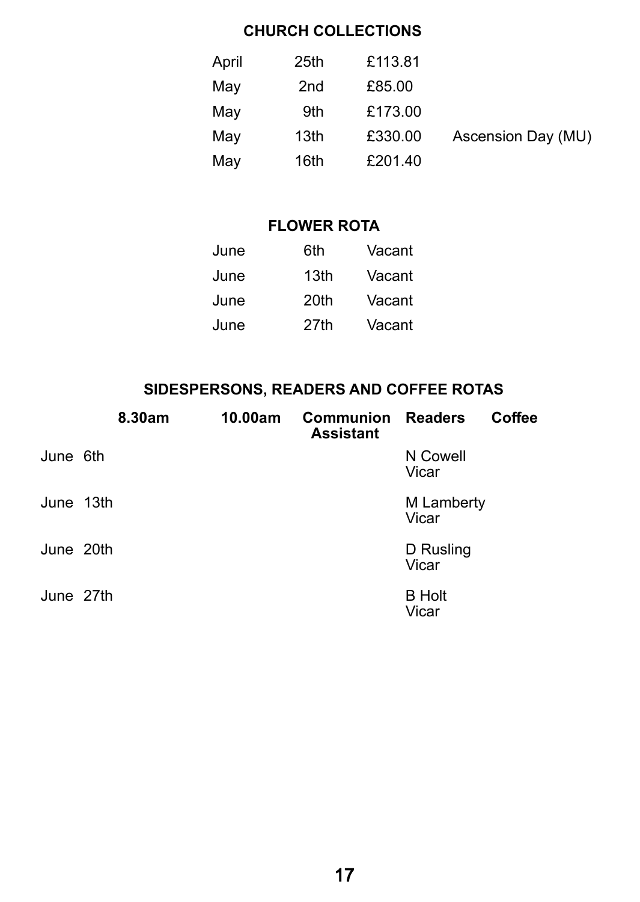## CHURCH COLLECTIONS

| | | | |
|---|---|---|---|
| April | 25th | £113.81 | |
| May | 2nd | £85.00 | |
| May | 9th | £173.00 | |
| May | 13th | £330.00 | Ascension Day (MU) |
| May | 16th | £201.40 | |

## FLOWER ROTA

| | | |
|---|---|---|
| June | 6th | Vacant |
| June | 13th | Vacant |
| June | 20th | Vacant |
| June | 27th | Vacant |

## SIDESPERSONS, READERS AND COFFEE ROTAS

| | 8.30am | 10.00am | Communion Assistant | Readers | Coffee |
|---|---|---|---|---|---|
| June 6th | | | | N Cowell<br>Vicar | |
| June 13th | | | | M Lamberty<br>Vicar | |
| June 20th | | | | D Rusling<br>Vicar | |
| June 27th | | | | B Holt<br>Vicar | |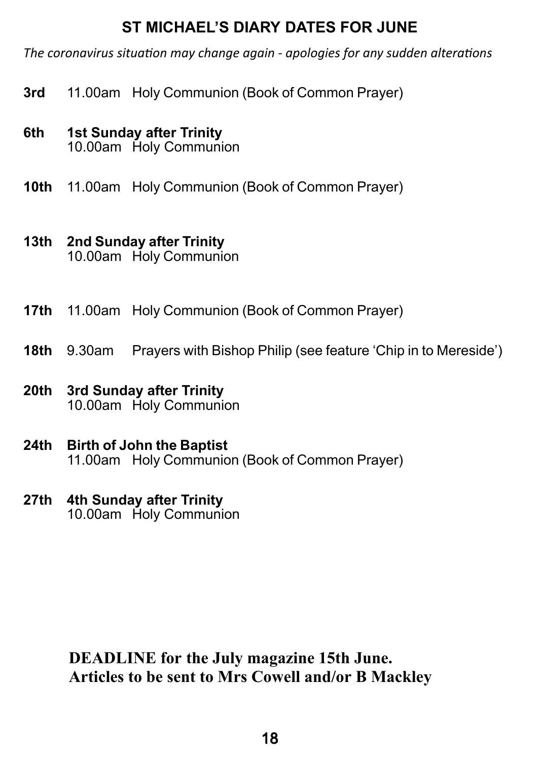## ST MICHAEL'S DIARY DATES FOR JUNE

*The coronavirus situation may change again - apologies for any sudden alterations*

**3rd** 11.00am Holy Communion (Book of Common Prayer)

**6th** **1st Sunday after Trinity**
10.00am Holy Communion

**10th** 11.00am Holy Communion (Book of Common Prayer)

**13th** **2nd Sunday after Trinity**
10.00am Holy Communion

**17th** 11.00am Holy Communion (Book of Common Prayer)

**18th** 9.30am Prayers with Bishop Philip (see feature 'Chip in to Mereside')

**20th** **3rd Sunday after Trinity**
10.00am Holy Communion

**24th** **Birth of John the Baptist**
11.00am Holy Communion (Book of Common Prayer)

**27th** **4th Sunday after Trinity**
10.00am Holy Communion

**DEADLINE for the July magazine 15th June.**
**Articles to be sent to Mrs Cowell and/or B Mackley**